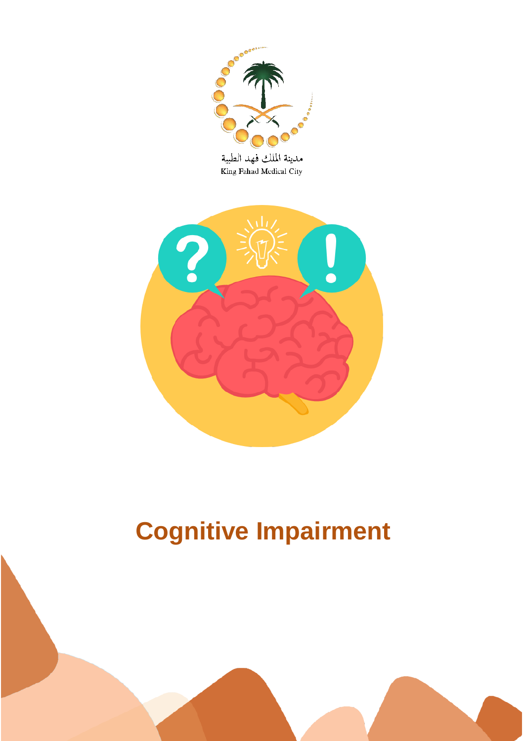مدينة الملك فهد الطبية

King Fahad Medical City

# Cognitive Impairment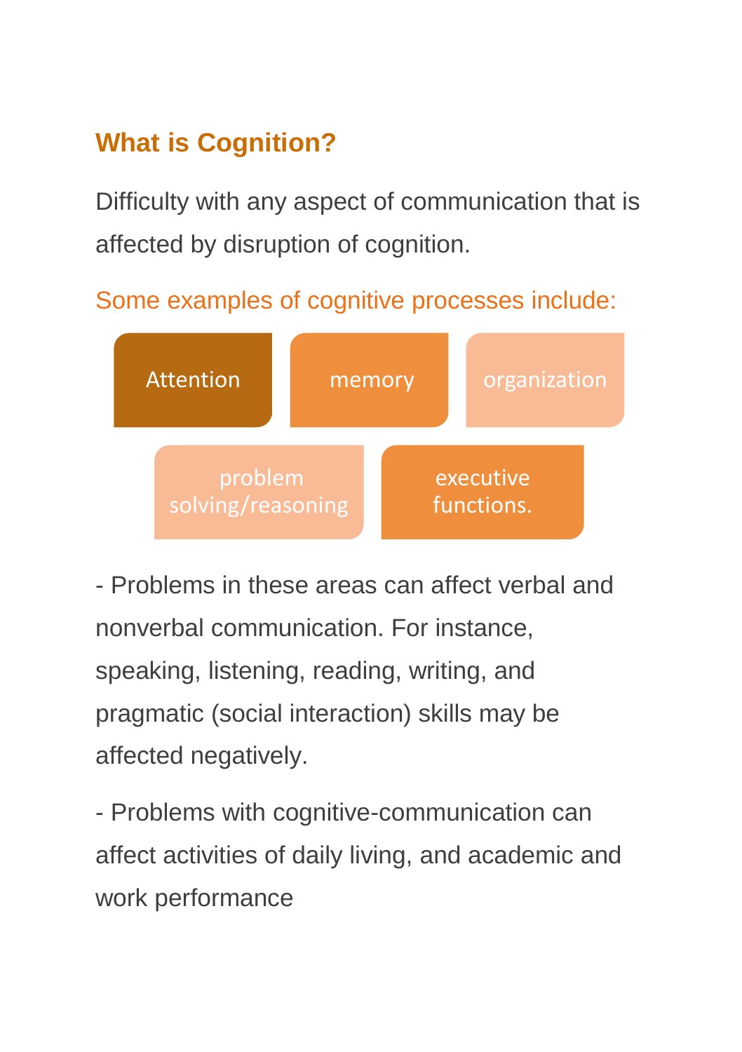## What is Cognition?

Difficulty with any aspect of communication that is affected by disruption of cognition.

Some examples of cognitive processes include:

- Attention
- memory
- organization
- problem solving/reasoning
- executive functions.

- Problems in these areas can affect verbal and nonverbal communication. For instance, speaking, listening, reading, writing, and pragmatic (social interaction) skills may be affected negatively.

- Problems with cognitive-communication can affect activities of daily living, and academic and work performance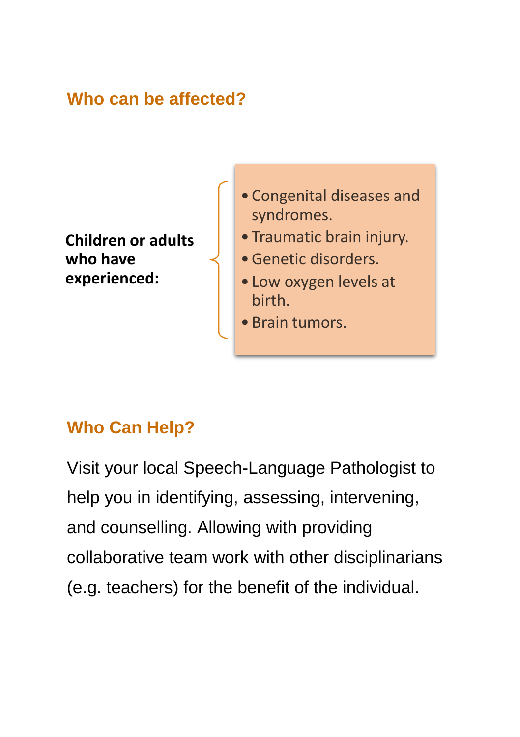## Who can be affected?

**Children or adults who have experienced:**

- Congenital diseases and syndromes.
- Traumatic brain injury.
- Genetic disorders.
- Low oxygen levels at birth.
- Brain tumors.

## Who Can Help?

Visit your local Speech-Language Pathologist to help you in identifying, assessing, intervening, and counselling. Allowing with providing collaborative team work with other disciplinarians (e.g. teachers) for the benefit of the individual.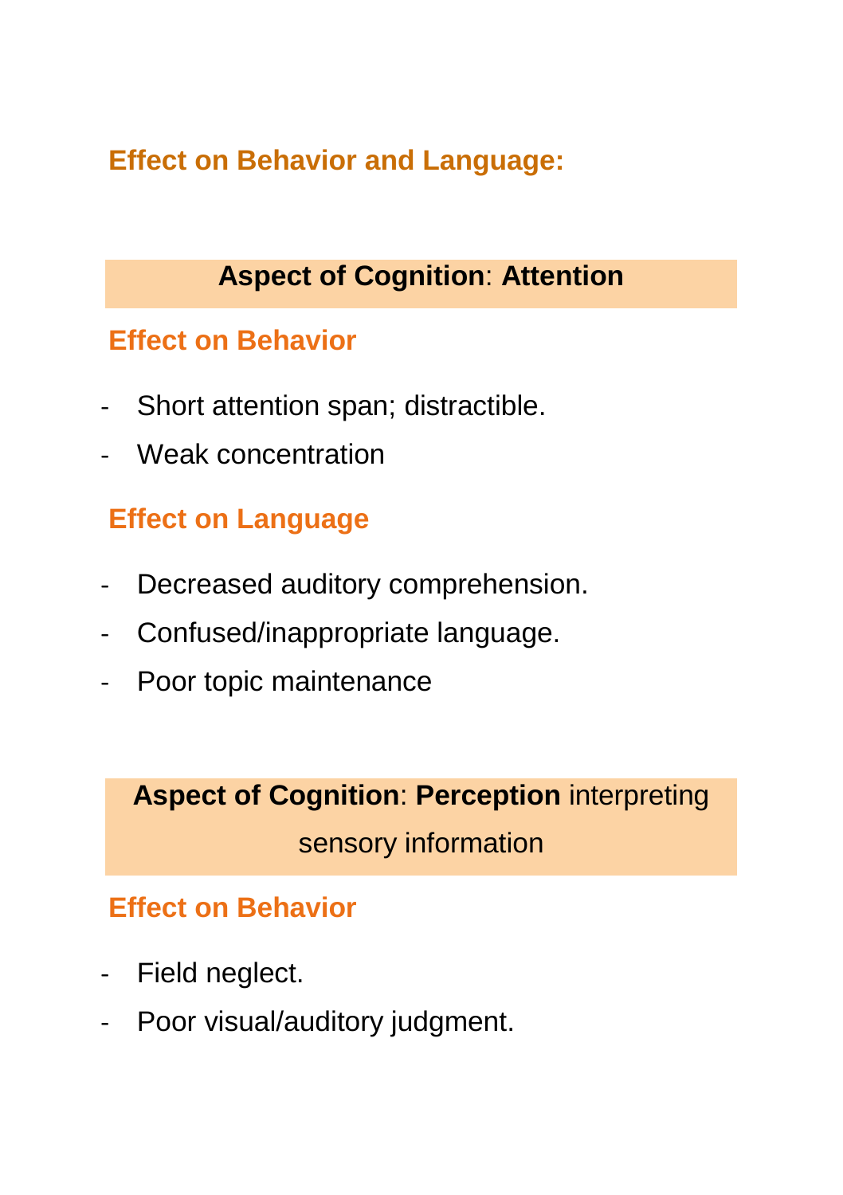## Effect on Behavior and Language:

### **Aspect of Cognition**: **Attention**

#### Effect on Behavior

- Short attention span; distractible.
- Weak concentration

#### Effect on Language

- Decreased auditory comprehension.
- Confused/inappropriate language.
- Poor topic maintenance

### **Aspect of Cognition**: **Perception** interpreting sensory information

#### Effect on Behavior

- Field neglect.
- Poor visual/auditory judgment.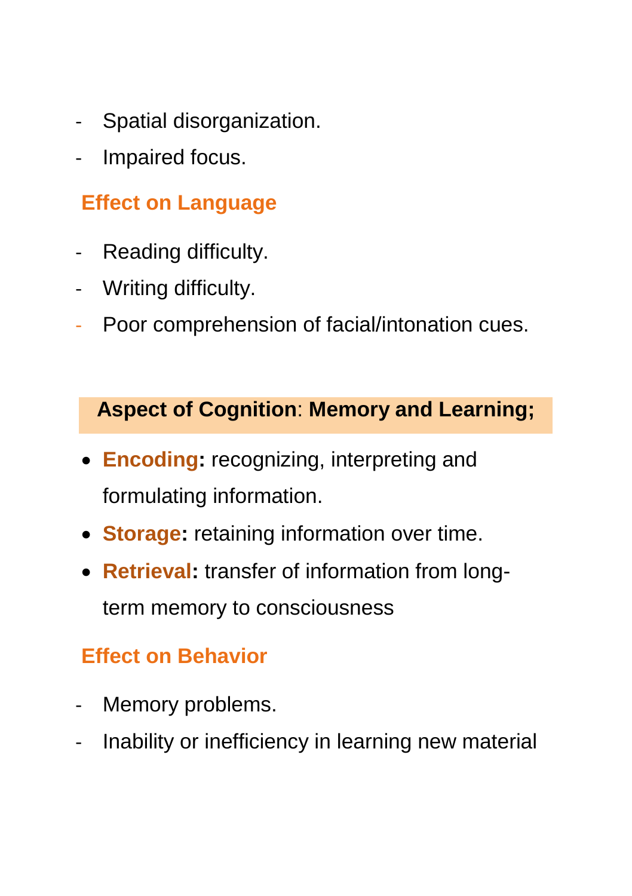- Spatial disorganization.
- Impaired focus.

### Effect on Language

- Reading difficulty.
- Writing difficulty.
- Poor comprehension of facial/intonation cues.

## **Aspect of Cognition**: **Memory and Learning;**

- **Encoding:** recognizing, interpreting and formulating information.
- **Storage:** retaining information over time.
- **Retrieval:** transfer of information from long-term memory to consciousness

### Effect on Behavior

- Memory problems.
- Inability or inefficiency in learning new material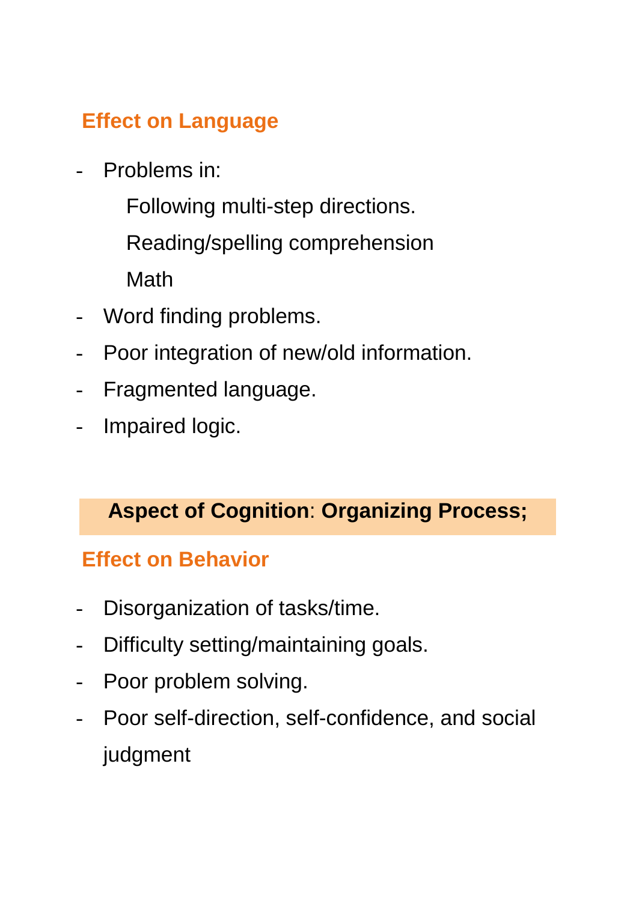### Effect on Language

- Problems in:
  - Following multi-step directions.
  - Reading/spelling comprehension
  - Math
- Word finding problems.
- Poor integration of new/old information.
- Fragmented language.
- Impaired logic.

## **Aspect of Cognition**: **Organizing Process;**

### Effect on Behavior

- Disorganization of tasks/time.
- Difficulty setting/maintaining goals.
- Poor problem solving.
- Poor self-direction, self-confidence, and social judgment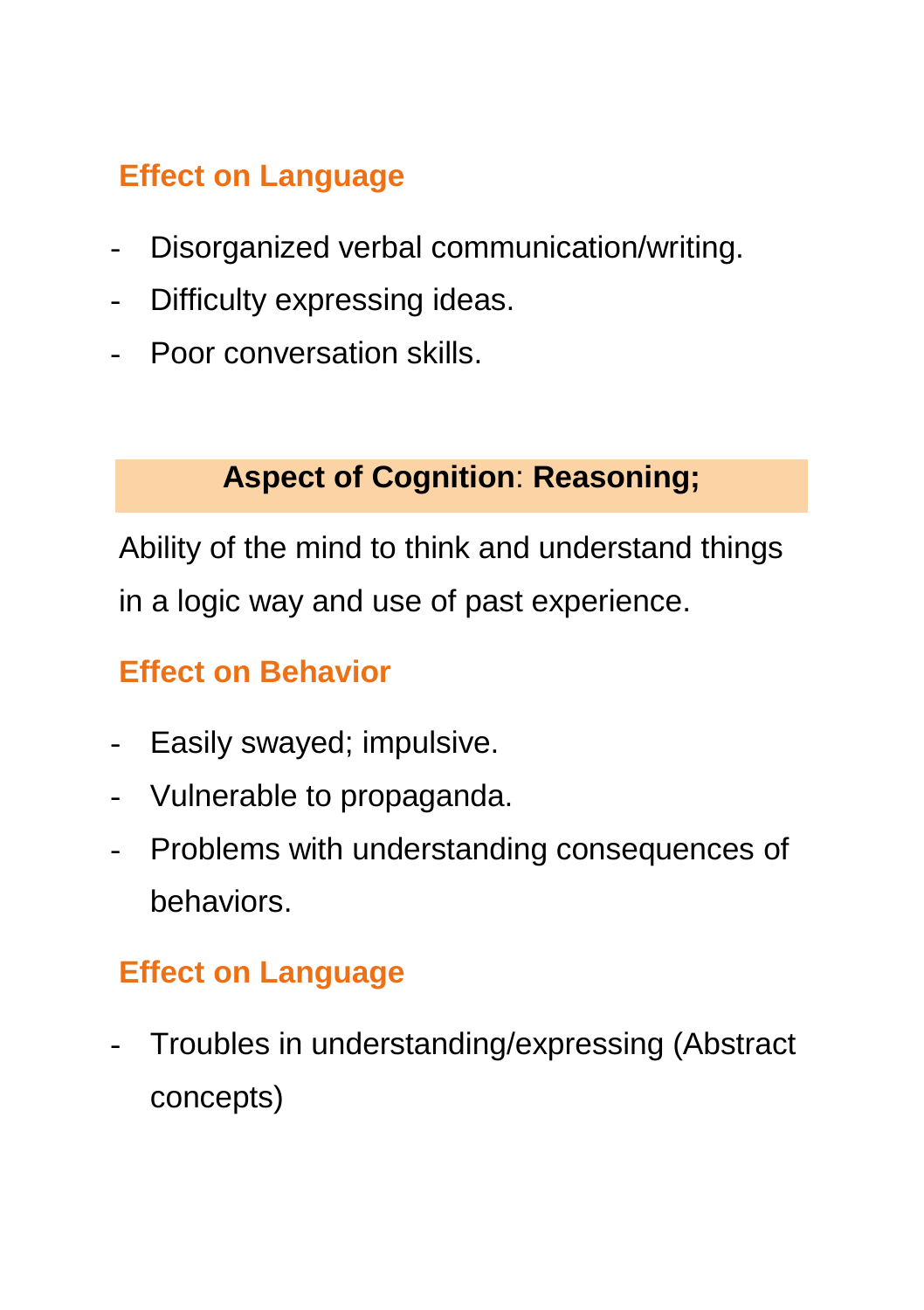### Effect on Language

- Disorganized verbal communication/writing.
- Difficulty expressing ideas.
- Poor conversation skills.

## **Aspect of Cognition**: **Reasoning;**

Ability of the mind to think and understand things in a logic way and use of past experience.

### Effect on Behavior

- Easily swayed; impulsive.
- Vulnerable to propaganda.
- Problems with understanding consequences of behaviors.

### Effect on Language

- Troubles in understanding/expressing (Abstract concepts)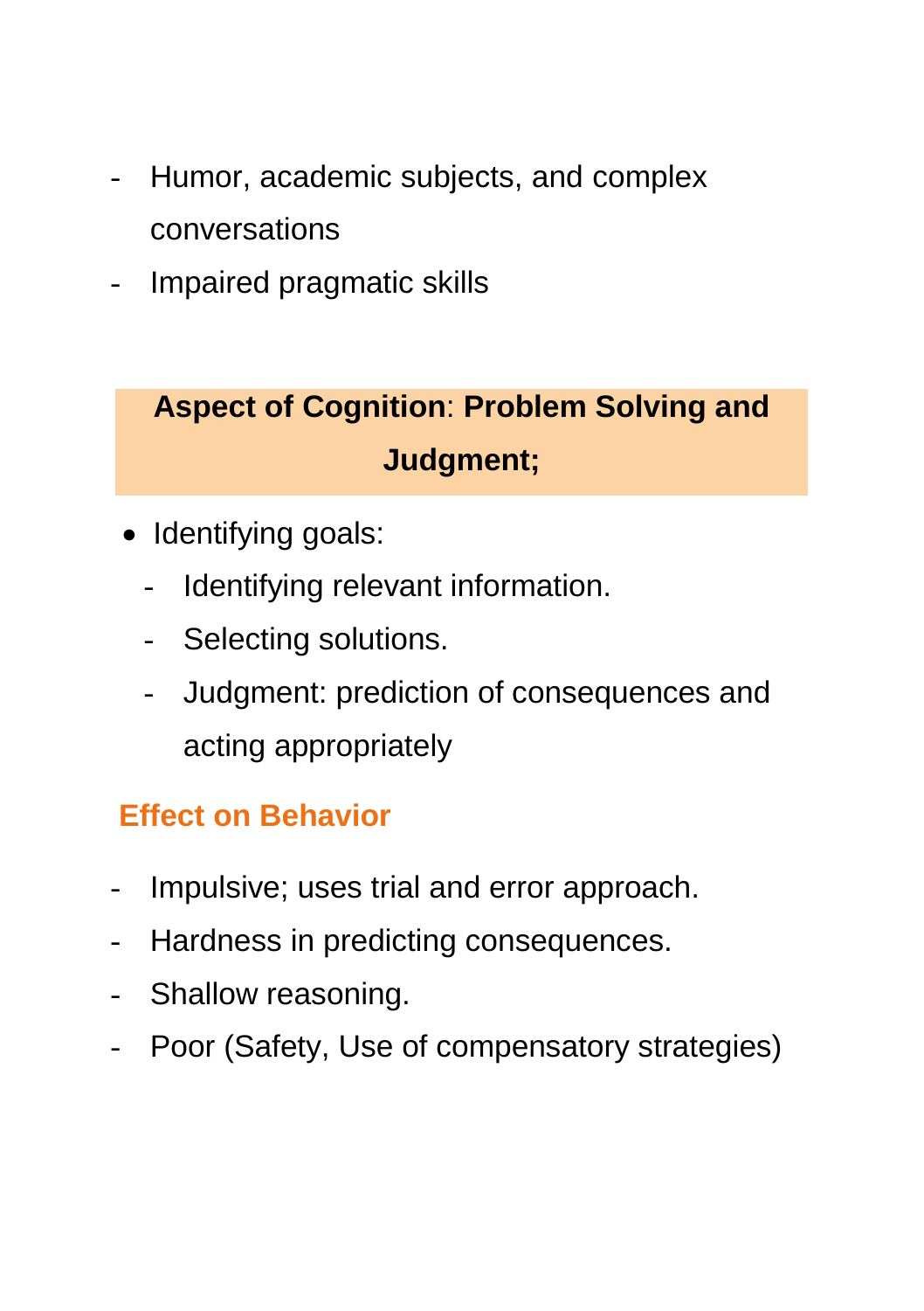- Humor, academic subjects, and complex conversations
- Impaired pragmatic skills

## **Aspect of Cognition**: **Problem Solving and Judgment;**

- Identifying goals:
  - Identifying relevant information.
  - Selecting solutions.
  - Judgment: prediction of consequences and acting appropriately

### Effect on Behavior

- Impulsive; uses trial and error approach.
- Hardness in predicting consequences.
- Shallow reasoning.
- Poor (Safety, Use of compensatory strategies)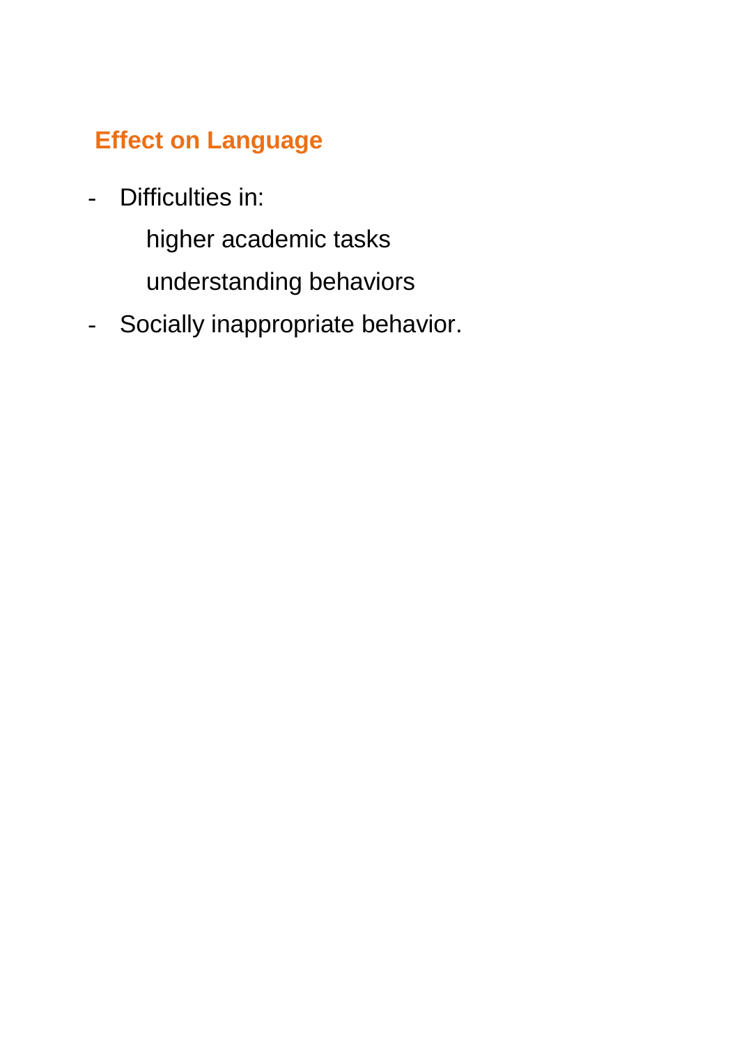## Effect on Language

- Difficulties in:
  - higher academic tasks
  - understanding behaviors
- Socially inappropriate behavior.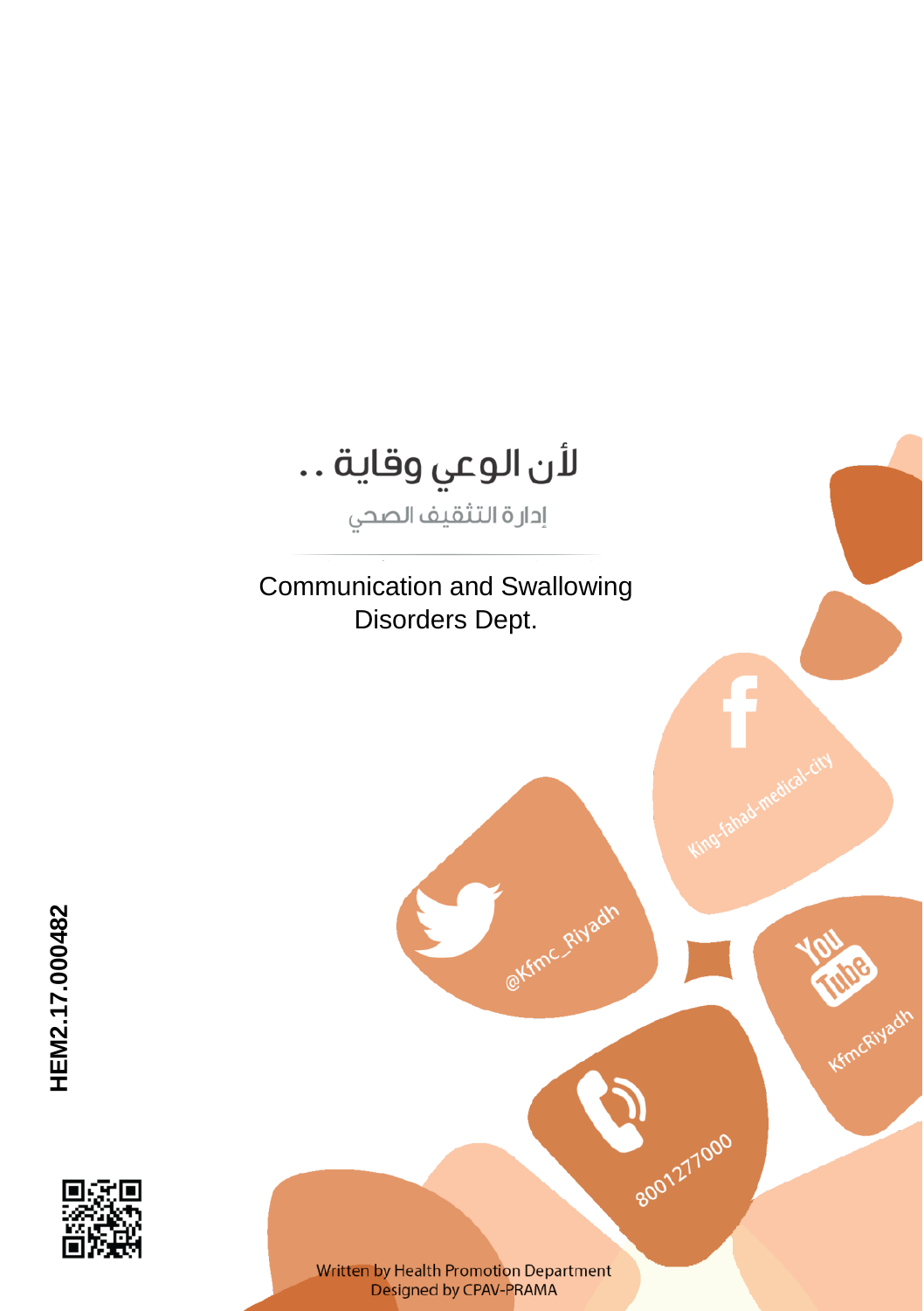لأن الوعي وقاية ..

إدارة التثقيف الصحي

Communication and Swallowing Disorders Dept.

King-fahad-medical-city

@Kfmc_Riyadh

KfmcRiyadh

8001277000

HEM2.17.000482

Written by Health Promotion Department
Designed by CPAV-PRAMA